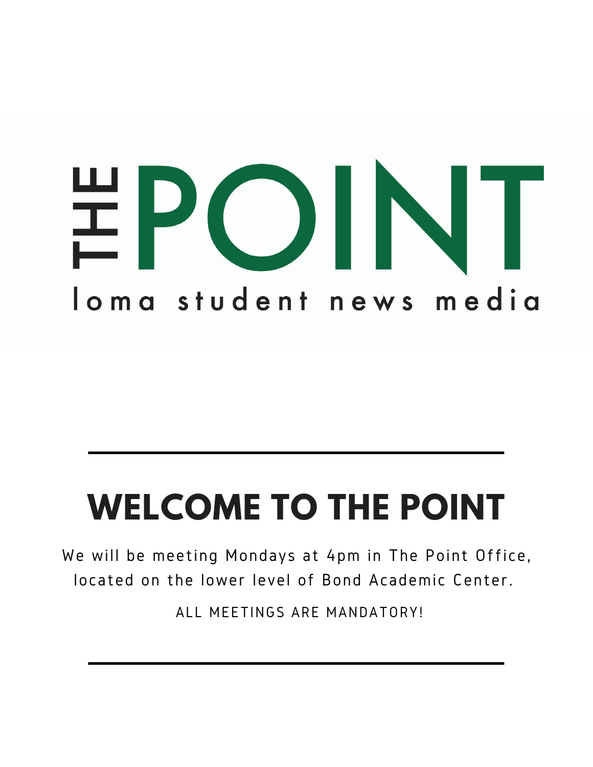THE POINT

loma student news media

# WELCOME TO THE POINT

We will be meeting Mondays at 4pm in The Point Office, located on the lower level of Bond Academic Center.

ALL MEETINGS ARE MANDATORY!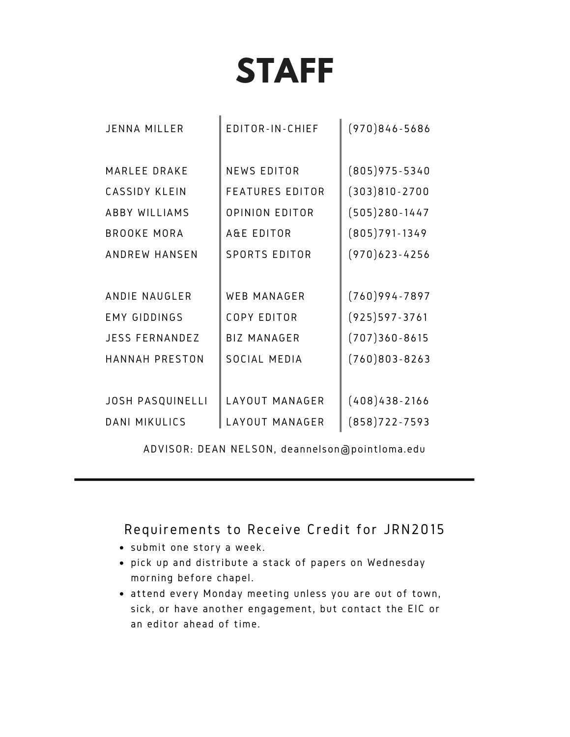# STAFF

| | | |
|---|---|---|
| JENNA MILLER | EDITOR-IN-CHIEF | (970)846-5686 |
| | | |
| MARLEE DRAKE | NEWS EDITOR | (805)975-5340 |
| CASSIDY KLEIN | FEATURES EDITOR | (303)810-2700 |
| ABBY WILLIAMS | OPINION EDITOR | (505)280-1447 |
| BROOKE MORA | A&E EDITOR | (805)791-1349 |
| ANDREW HANSEN | SPORTS EDITOR | (970)623-4256 |
| | | |
| ANDIE NAUGLER | WEB MANAGER | (760)994-7897 |
| EMY GIDDINGS | COPY EDITOR | (925)597-3761 |
| JESS FERNANDEZ | BIZ MANAGER | (707)360-8615 |
| HANNAH PRESTON | SOCIAL MEDIA | (760)803-8263 |
| | | |
| JOSH PASQUINELLI | LAYOUT MANAGER | (408)438-2166 |
| DANI MIKULICS | LAYOUT MANAGER | (858)722-7593 |

ADVISOR: DEAN NELSON, deannelson@pointloma.edu

---

## Requirements to Receive Credit for JRN2015

- submit one story a week.
- pick up and distribute a stack of papers on Wednesday morning before chapel.
- attend every Monday meeting unless you are out of town, sick, or have another engagement, but contact the EIC or an editor ahead of time.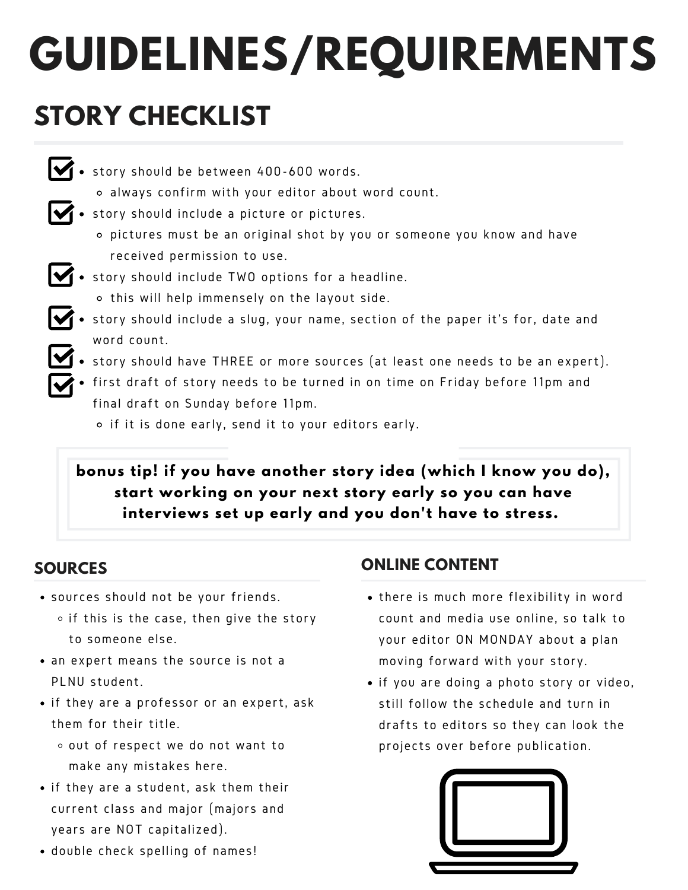# GUIDELINES/REQUIREMENTS

## STORY CHECKLIST

- story should be between 400-600 words.
  - always confirm with your editor about word count.
- story should include a picture or pictures.
  - pictures must be an original shot by you or someone you know and have received permission to use.
- story should include TWO options for a headline.
  - this will help immensely on the layout side.
- story should include a slug, your name, section of the paper it's for, date and word count.
- story should have THREE or more sources (at least one needs to be an expert).
- first draft of story needs to be turned in on time on Friday before 11pm and final draft on Sunday before 11pm.
  - if it is done early, send it to your editors early.

**bonus tip! if you have another story idea (which I know you do), start working on your next story early so you can have interviews set up early and you don't have to stress.**

### SOURCES

- sources should not be your friends.
  - if this is the case, then give the story to someone else.
- an expert means the source is not a PLNU student.
- if they are a professor or an expert, ask them for their title.
  - out of respect we do not want to make any mistakes here.
- if they are a student, ask them their current class and major (majors and years are NOT capitalized).
- double check spelling of names!

### ONLINE CONTENT

- there is much more flexibility in word count and media use online, so talk to your editor ON MONDAY about a plan moving forward with your story.
- if you are doing a photo story or video, still follow the schedule and turn in drafts to editors so they can look the projects over before publication.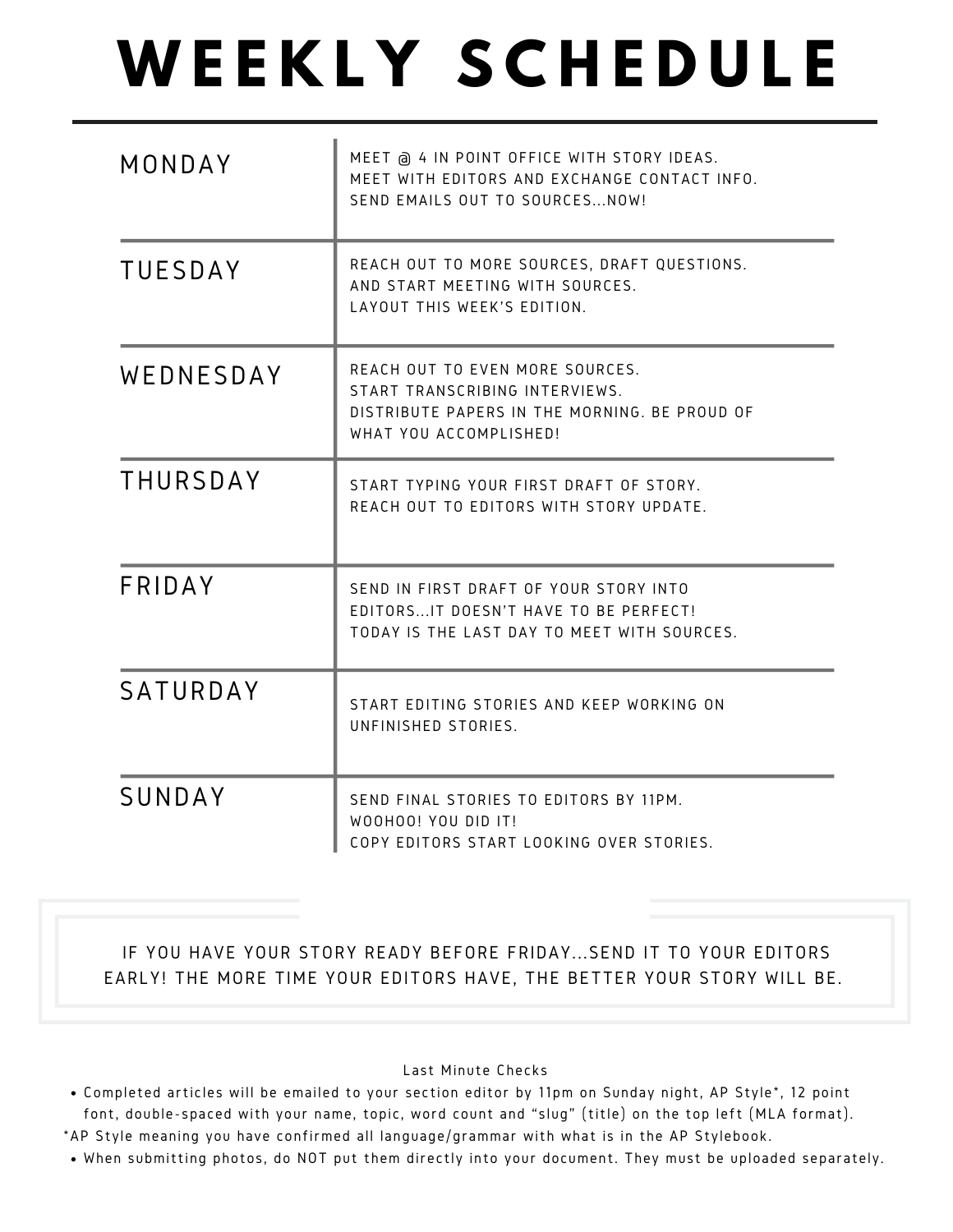# WEEKLY SCHEDULE

| Day | Tasks |
|---|---|
| MONDAY | MEET @ 4 IN POINT OFFICE WITH STORY IDEAS.<br>MEET WITH EDITORS AND EXCHANGE CONTACT INFO.<br>SEND EMAILS OUT TO SOURCES...NOW! |
| TUESDAY | REACH OUT TO MORE SOURCES, DRAFT QUESTIONS.<br>AND START MEETING WITH SOURCES.<br>LAYOUT THIS WEEK'S EDITION. |
| WEDNESDAY | REACH OUT TO EVEN MORE SOURCES.<br>START TRANSCRIBING INTERVIEWS.<br>DISTRIBUTE PAPERS IN THE MORNING. BE PROUD OF WHAT YOU ACCOMPLISHED! |
| THURSDAY | START TYPING YOUR FIRST DRAFT OF STORY.<br>REACH OUT TO EDITORS WITH STORY UPDATE. |
| FRIDAY | SEND IN FIRST DRAFT OF YOUR STORY INTO EDITORS...IT DOESN'T HAVE TO BE PERFECT!<br>TODAY IS THE LAST DAY TO MEET WITH SOURCES. |
| SATURDAY | START EDITING STORIES AND KEEP WORKING ON UNFINISHED STORIES. |
| SUNDAY | SEND FINAL STORIES TO EDITORS BY 11PM.<br>WOOHOO! YOU DID IT!<br>COPY EDITORS START LOOKING OVER STORIES. |

IF YOU HAVE YOUR STORY READY BEFORE FRIDAY...SEND IT TO YOUR EDITORS EARLY! THE MORE TIME YOUR EDITORS HAVE, THE BETTER YOUR STORY WILL BE.

Last Minute Checks

- Completed articles will be emailed to your section editor by 11pm on Sunday night, AP Style*, 12 point font, double-spaced with your name, topic, word count and "slug" (title) on the top left (MLA format).

*AP Style meaning you have confirmed all language/grammar with what is in the AP Stylebook.

- When submitting photos, do NOT put them directly into your document. They must be uploaded separately.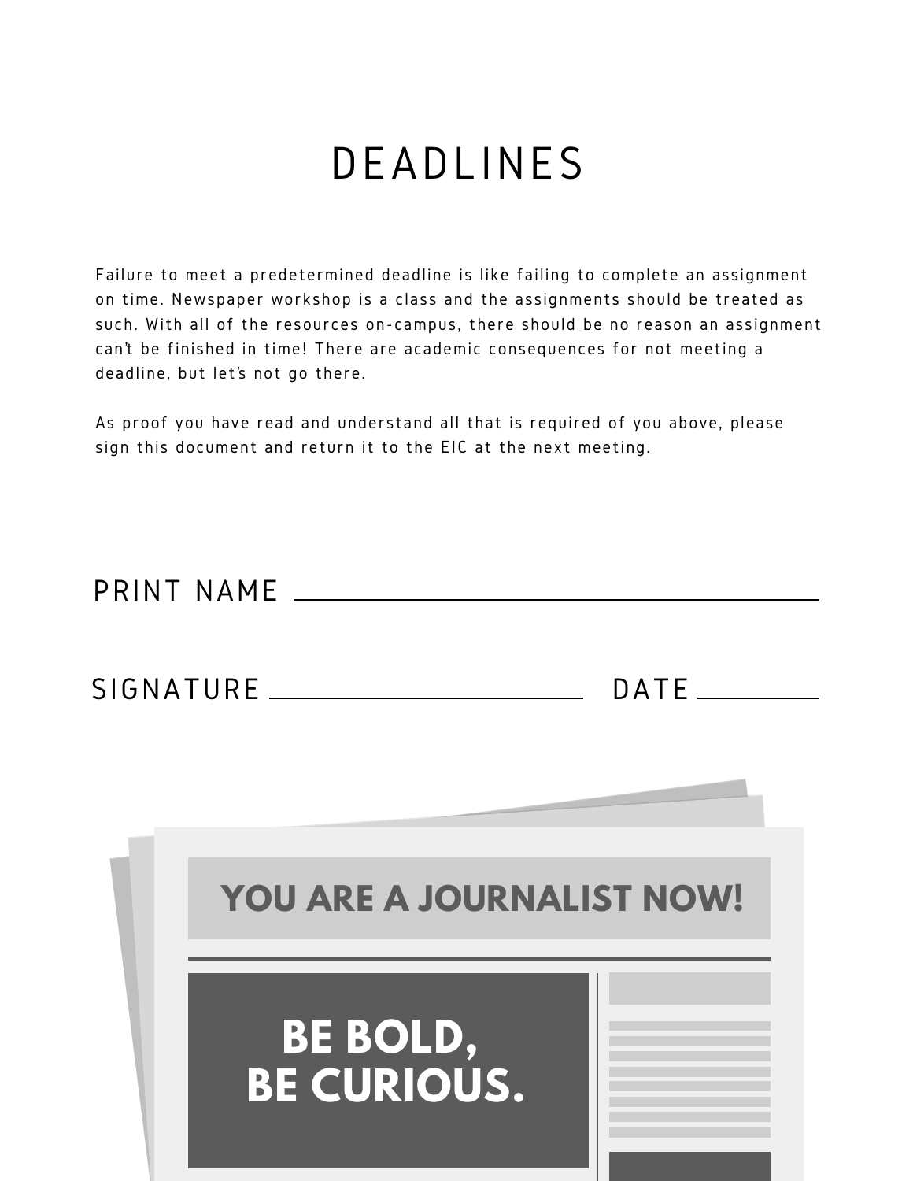# DEADLINES

Failure to meet a predetermined deadline is like failing to complete an assignment on time. Newspaper workshop is a class and the assignments should be treated as such. With all of the resources on-campus, there should be no reason an assignment can't be finished in time! There are academic consequences for not meeting a deadline, but let's not go there.

As proof you have read and understand all that is required of you above, please sign this document and return it to the EIC at the next meeting.

PRINT NAME ______________________________

SIGNATURE ______________________ DATE __________

YOU ARE A JOURNALIST NOW!

BE BOLD,
BE CURIOUS.